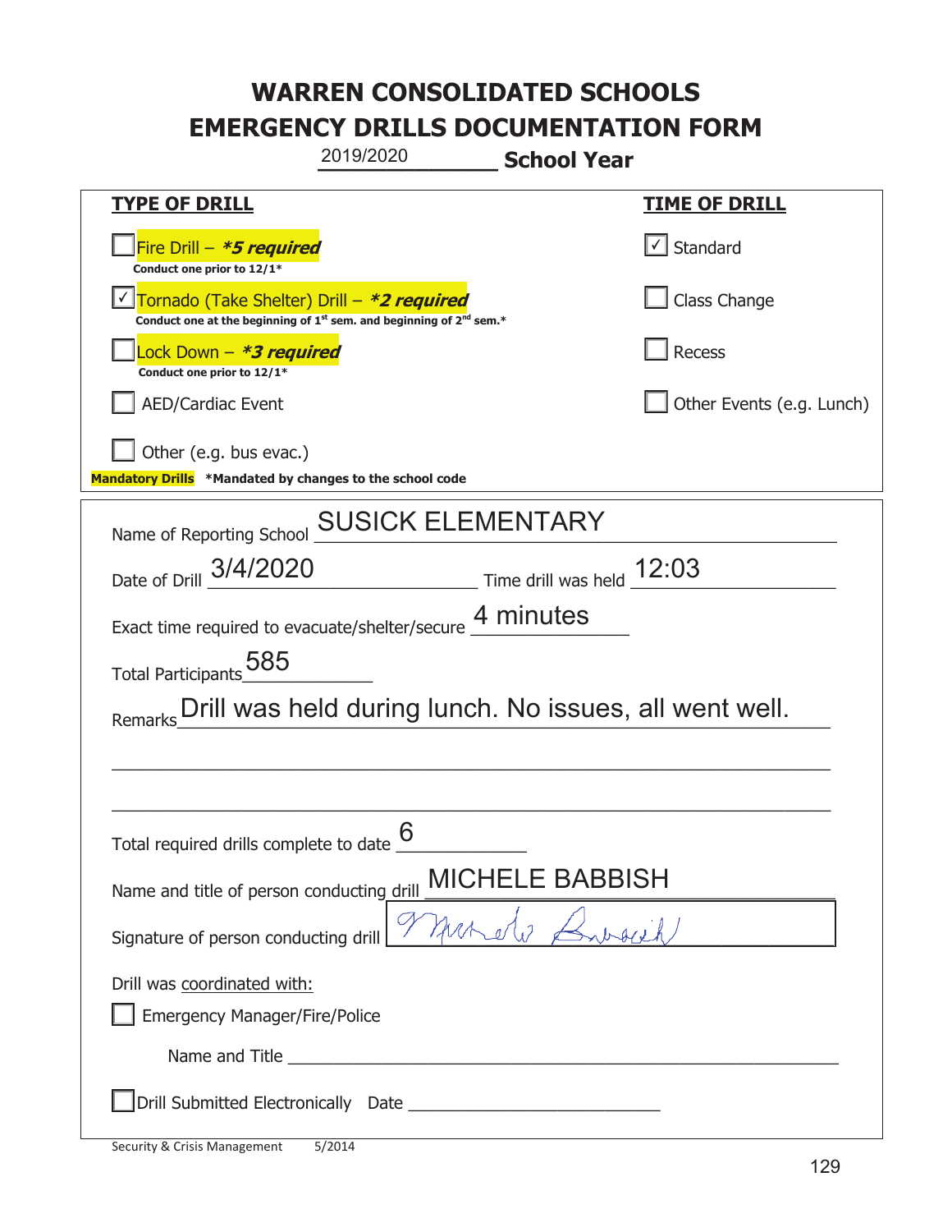# WARREN CONSOLIDATED SCHOOLS
# EMERGENCY DRILLS DOCUMENTATION FORM

2019/2020 **School Year**

| **TYPE OF DRILL** | **TIME OF DRILL** |
|---|---|
| ☐ Fire Drill – ***5 required*** Conduct one prior to 12/1* | ☑ Standard |
| ☑ Tornado (Take Shelter) Drill – ***2 required*** Conduct one at the beginning of 1st sem. and beginning of 2nd sem.* | ☐ Class Change |
| ☐ Lock Down – ***3 required*** Conduct one prior to 12/1* | ☐ Recess |
| ☐ AED/Cardiac Event | ☐ Other Events (e.g. Lunch) |
| ☐ Other (e.g. bus evac.) | |

**Mandatory Drills** *Mandated by changes to the school code

Name of Reporting School: SUSICK ELEMENTARY

Date of Drill: 3/4/2020  Time drill was held: 12:03

Exact time required to evacuate/shelter/secure: 4 minutes

Total Participants: 585

Remarks: Drill was held during lunch. No issues, all went well.

Total required drills complete to date: 6

Name and title of person conducting drill: MICHELE BABBISH

Signature of person conducting drill: Michele Babbish

Drill was coordinated with:

☐ Emergency Manager/Fire/Police

Name and Title ______________________

☐ Drill Submitted Electronically  Date ______________________

Security & Crisis Management 5/2014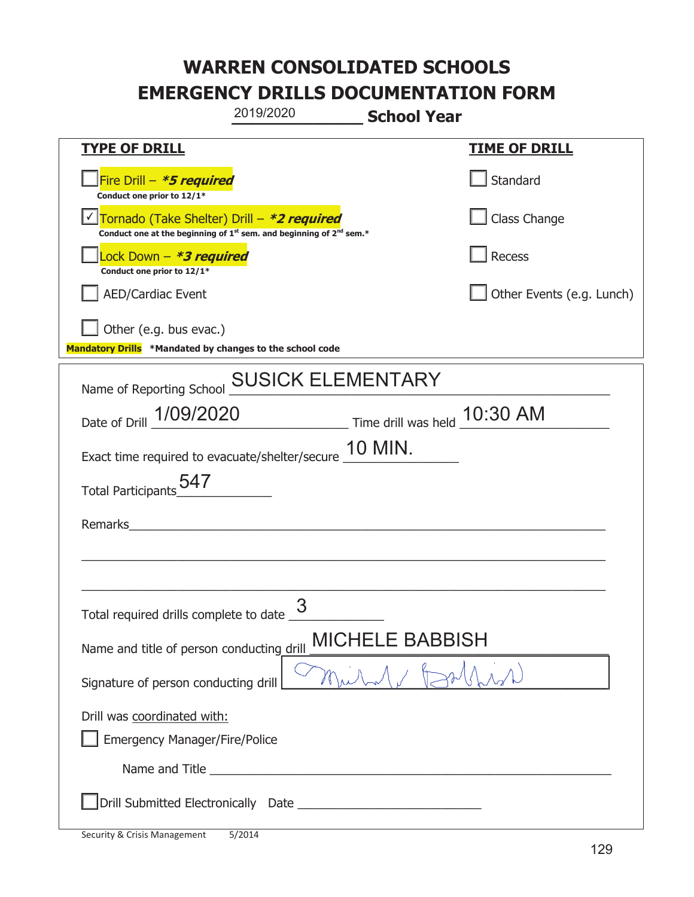# WARREN CONSOLIDATED SCHOOLS
# EMERGENCY DRILLS DOCUMENTATION FORM

2019/2020 **School Year**

| **TYPE OF DRILL** | **TIME OF DRILL** |
|---|---|
| ☐ Fire Drill – ***5 required*** Conduct one prior to 12/1* | ☐ Standard |
| ☑ Tornado (Take Shelter) Drill – ***2 required*** Conduct one at the beginning of 1st sem. and beginning of 2nd sem.* | ☐ Class Change |
| ☐ Lock Down – ***3 required*** Conduct one prior to 12/1* | ☐ Recess |
| ☐ AED/Cardiac Event | ☐ Other Events (e.g. Lunch) |
| ☐ Other (e.g. bus evac.) | |

**Mandatory Drills** ***Mandated by changes to the school code**

Name of Reporting School: SUSICK ELEMENTARY

Date of Drill: 1/09/2020 Time drill was held: 10:30 AM

Exact time required to evacuate/shelter/secure: 10 MIN.

Total Participants: 547

Remarks: ______________________________________________

Total required drills complete to date: 3

Name and title of person conducting drill: MICHELE BABBISH

Signature of person conducting drill: Michele Babbish

Drill was coordinated with:

☐ Emergency Manager/Fire/Police

Name and Title ______________________________________________

☐ Drill Submitted Electronically Date ______________________

Security & Crisis Management 5/2014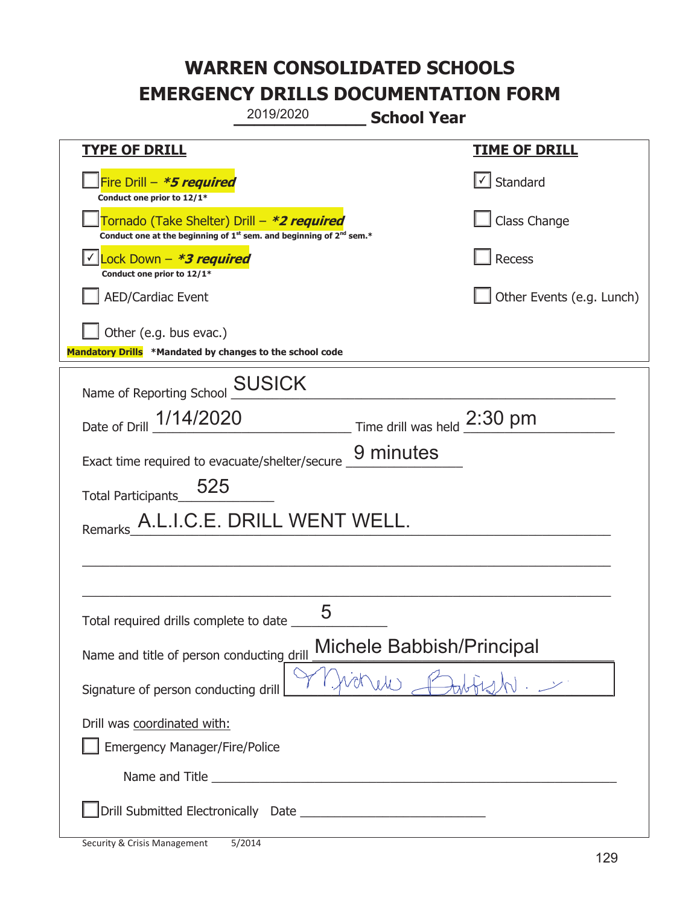# WARREN CONSOLIDATED SCHOOLS
# EMERGENCY DRILLS DOCUMENTATION FORM

2019/2020 **School Year**

| **TYPE OF DRILL** | **TIME OF DRILL** |
|---|---|
| ☐ Fire Drill – ***5 required*** <br> **Conduct one prior to 12/1*** | ☑ Standard |
| ☐ Tornado (Take Shelter) Drill – ***2 required*** <br> **Conduct one at the beginning of 1st sem. and beginning of 2nd sem.*** | ☐ Class Change |
| ☑ Lock Down – ***3 required*** <br> **Conduct one prior to 12/1*** | ☐ Recess |
| ☐ AED/Cardiac Event | ☐ Other Events (e.g. Lunch) |
| ☐ Other (e.g. bus evac.) | |

**Mandatory Drills** **\*Mandated by changes to the school code**

Name of Reporting School: SUSICK

Date of Drill: 1/14/2020 Time drill was held: 2:30 pm

Exact time required to evacuate/shelter/secure: 9 minutes

Total Participants: 525

Remarks: A.L.I.C.E. DRILL WENT WELL.

Total required drills complete to date: 5

Name and title of person conducting drill: Michele Babbish/Principal

Signature of person conducting drill: Michele Babbish

Drill was coordinated with:

☐ Emergency Manager/Fire/Police

Name and Title ______________________

☐ Drill Submitted Electronically Date ______________________

Security & Crisis Management 5/2014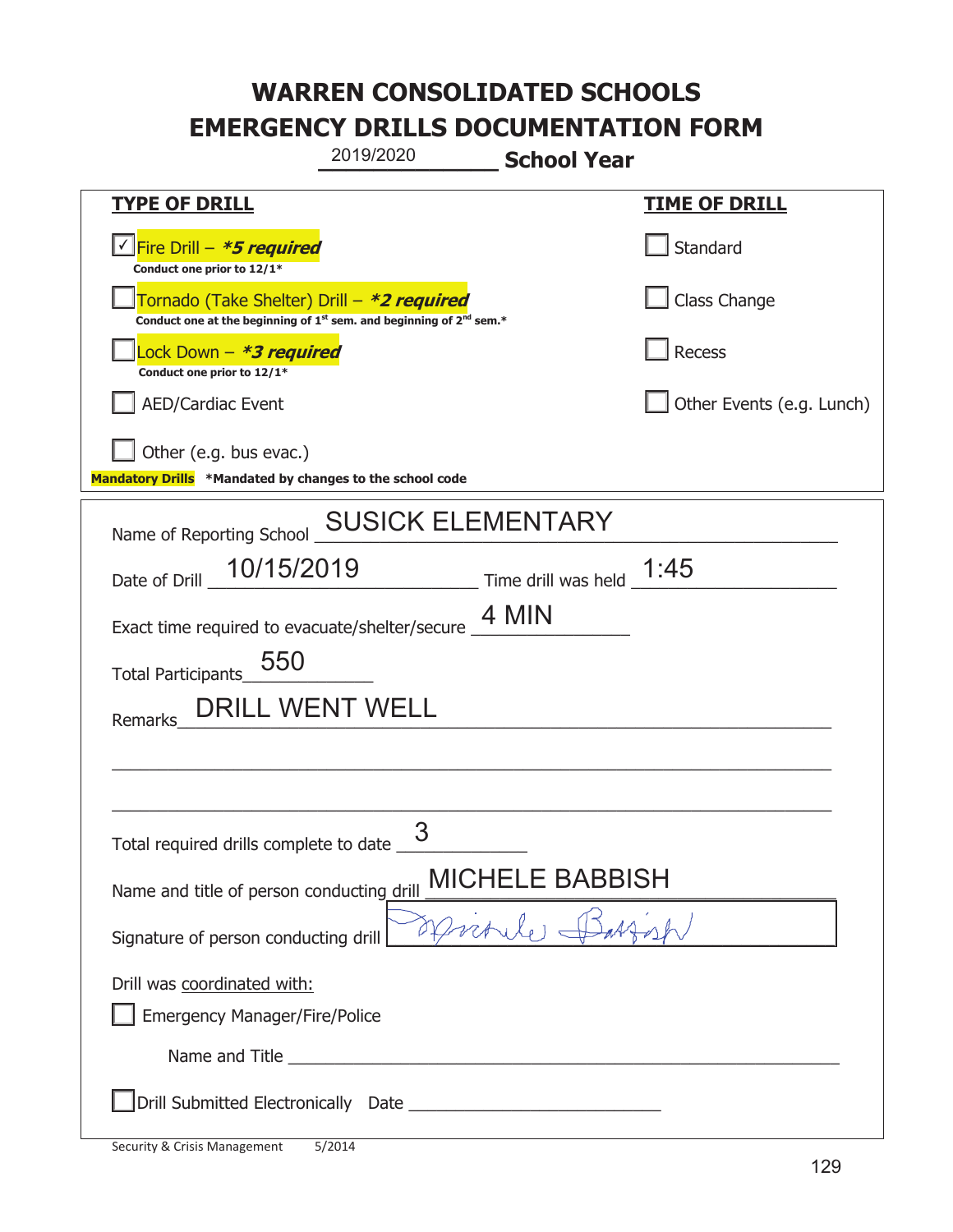# WARREN CONSOLIDATED SCHOOLS
# EMERGENCY DRILLS DOCUMENTATION FORM

2019/2020 **School Year**

| **TYPE OF DRILL** | **TIME OF DRILL** |
|---|---|
| ☑ Fire Drill – ***\*5 required*** Conduct one prior to 12/1\* | ☐ Standard |
| ☐ Tornado (Take Shelter) Drill – ***\*2 required*** Conduct one at the beginning of 1st sem. and beginning of 2nd sem.\* | ☐ Class Change |
| ☐ Lock Down – ***\*3 required*** Conduct one prior to 12/1\* | ☐ Recess |
| ☐ AED/Cardiac Event | ☐ Other Events (e.g. Lunch) |
| ☐ Other (e.g. bus evac.) | |

**Mandatory Drills** **\*Mandated by changes to the school code**

Name of Reporting School: SUSICK ELEMENTARY

Date of Drill: 10/15/2019 Time drill was held: 1:45

Exact time required to evacuate/shelter/secure: 4 MIN

Total Participants: 550

Remarks: DRILL WENT WELL

Total required drills complete to date: 3

Name and title of person conducting drill: MICHELE BABBISH

Signature of person conducting drill: Michele Babbish

Drill was coordinated with:

☐ Emergency Manager/Fire/Police

Name and Title ______________________

☐ Drill Submitted Electronically Date ______________________

Security & Crisis Management 5/2014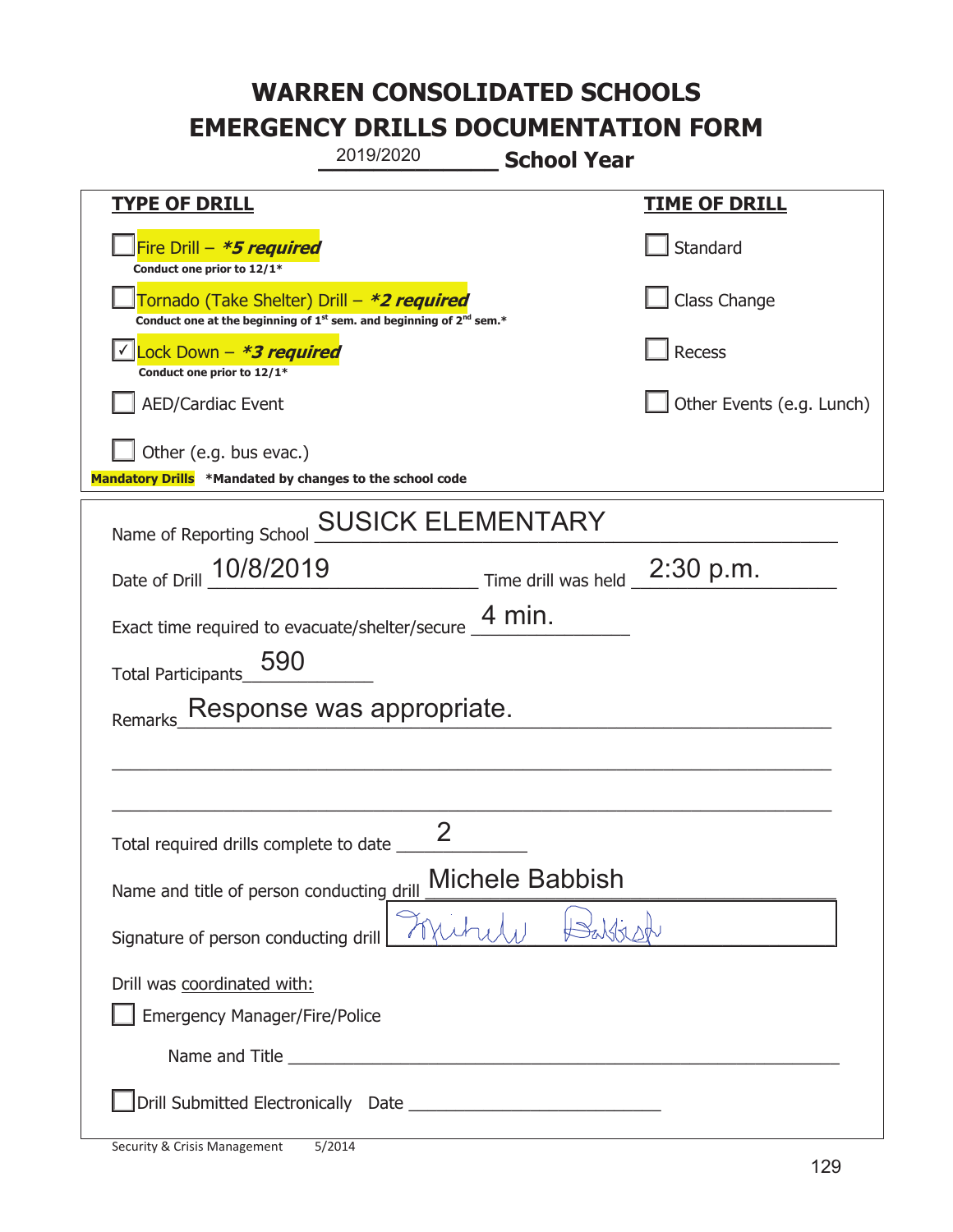# WARREN CONSOLIDATED SCHOOLS
# EMERGENCY DRILLS DOCUMENTATION FORM

2019/2020 **School Year**

| **TYPE OF DRILL** | **TIME OF DRILL** |
|---|---|
| ☐ Fire Drill – ***\*5 required*** <br> **Conduct one prior to 12/1\*** | ☐ Standard |
| ☐ Tornado (Take Shelter) Drill – ***\*2 required*** <br> **Conduct one at the beginning of 1st sem. and beginning of 2nd sem.\*** | ☐ Class Change |
| ☑ Lock Down – ***\*3 required*** <br> **Conduct one prior to 12/1\*** | ☐ Recess |
| ☐ AED/Cardiac Event | ☐ Other Events (e.g. Lunch) |
| ☐ Other (e.g. bus evac.) | |

**Mandatory Drills** **\*Mandated by changes to the school code**

Name of Reporting School: SUSICK ELEMENTARY

Date of Drill: 10/8/2019 Time drill was held: 2:30 p.m.

Exact time required to evacuate/shelter/secure: 4 min.

Total Participants: 590

Remarks: Response was appropriate.

Total required drills complete to date: 2

Name and title of person conducting drill: Michele Babbish

Signature of person conducting drill: Michele Babbish

Drill was coordinated with:

☐ Emergency Manager/Fire/Police

Name and Title ______

☐ Drill Submitted Electronically Date ______

Security & Crisis Management 5/2014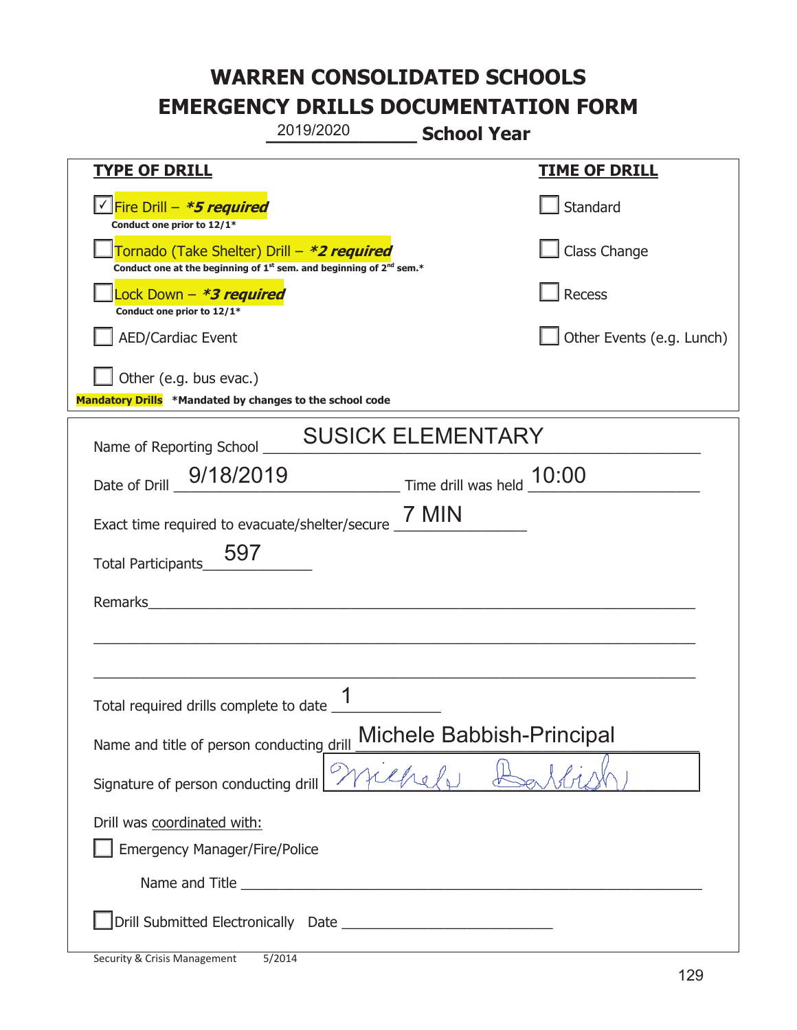# WARREN CONSOLIDATED SCHOOLS
# EMERGENCY DRILLS DOCUMENTATION FORM

2019/2020 **School Year**

| **TYPE OF DRILL** | **TIME OF DRILL** |
|---|---|
| ☑ Fire Drill – ***\*5 required*** <br> **Conduct one prior to 12/1\*** | ☐ Standard |
| ☐ Tornado (Take Shelter) Drill – ***\*2 required*** <br> **Conduct one at the beginning of 1st sem. and beginning of 2nd sem.\*** | ☐ Class Change |
| ☐ Lock Down – ***\*3 required*** <br> **Conduct one prior to 12/1\*** | ☐ Recess |
| ☐ AED/Cardiac Event | ☐ Other Events (e.g. Lunch) |
| ☐ Other (e.g. bus evac.) | |

**Mandatory Drills** **\*Mandated by changes to the school code**

Name of Reporting School: SUSICK ELEMENTARY

Date of Drill: 9/18/2019 Time drill was held: 10:00

Exact time required to evacuate/shelter/secure: 7 MIN

Total Participants: 597

Remarks: ______

Total required drills complete to date: 1

Name and title of person conducting drill: Michele Babbish-Principal

Signature of person conducting drill: Michele Babbish

Drill was coordinated with:

☐ Emergency Manager/Fire/Police

Name and Title ______

☐ Drill Submitted Electronically Date ______

Security & Crisis Management 5/2014